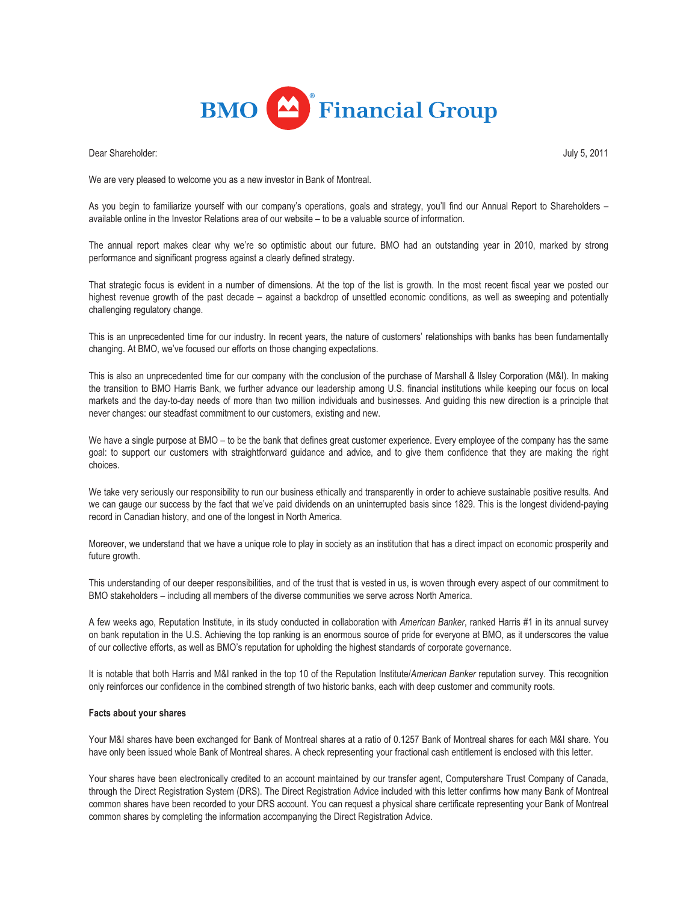BMO Financial Group

Dear Shareholder:

July 5, 2011

We are very pleased to welcome you as a new investor in Bank of Montreal.

As you begin to familiarize yourself with our company's operations, goals and strategy, you'll find our Annual Report to Shareholders – available online in the Investor Relations area of our website – to be a valuable source of information.

The annual report makes clear why we're so optimistic about our future. BMO had an outstanding year in 2010, marked by strong performance and significant progress against a clearly defined strategy.

That strategic focus is evident in a number of dimensions. At the top of the list is growth. In the most recent fiscal year we posted our highest revenue growth of the past decade – against a backdrop of unsettled economic conditions, as well as sweeping and potentially challenging regulatory change.

This is an unprecedented time for our industry. In recent years, the nature of customers' relationships with banks has been fundamentally changing. At BMO, we've focused our efforts on those changing expectations.

This is also an unprecedented time for our company with the conclusion of the purchase of Marshall & Ilsley Corporation (M&I). In making the transition to BMO Harris Bank, we further advance our leadership among U.S. financial institutions while keeping our focus on local markets and the day-to-day needs of more than two million individuals and businesses. And guiding this new direction is a principle that never changes: our steadfast commitment to our customers, existing and new.

We have a single purpose at BMO – to be the bank that defines great customer experience. Every employee of the company has the same goal: to support our customers with straightforward guidance and advice, and to give them confidence that they are making the right choices.

We take very seriously our responsibility to run our business ethically and transparently in order to achieve sustainable positive results. And we can gauge our success by the fact that we've paid dividends on an uninterrupted basis since 1829. This is the longest dividend-paying record in Canadian history, and one of the longest in North America.

Moreover, we understand that we have a unique role to play in society as an institution that has a direct impact on economic prosperity and future growth.

This understanding of our deeper responsibilities, and of the trust that is vested in us, is woven through every aspect of our commitment to BMO stakeholders – including all members of the diverse communities we serve across North America.

A few weeks ago, Reputation Institute, in its study conducted in collaboration with *American Banker*, ranked Harris #1 in its annual survey on bank reputation in the U.S. Achieving the top ranking is an enormous source of pride for everyone at BMO, as it underscores the value of our collective efforts, as well as BMO's reputation for upholding the highest standards of corporate governance.

It is notable that both Harris and M&I ranked in the top 10 of the Reputation Institute/*American Banker* reputation survey. This recognition only reinforces our confidence in the combined strength of two historic banks, each with deep customer and community roots.

**Facts about your shares**

Your M&I shares have been exchanged for Bank of Montreal shares at a ratio of 0.1257 Bank of Montreal shares for each M&I share. You have only been issued whole Bank of Montreal shares. A check representing your fractional cash entitlement is enclosed with this letter.

Your shares have been electronically credited to an account maintained by our transfer agent, Computershare Trust Company of Canada, through the Direct Registration System (DRS). The Direct Registration Advice included with this letter confirms how many Bank of Montreal common shares have been recorded to your DRS account. You can request a physical share certificate representing your Bank of Montreal common shares by completing the information accompanying the Direct Registration Advice.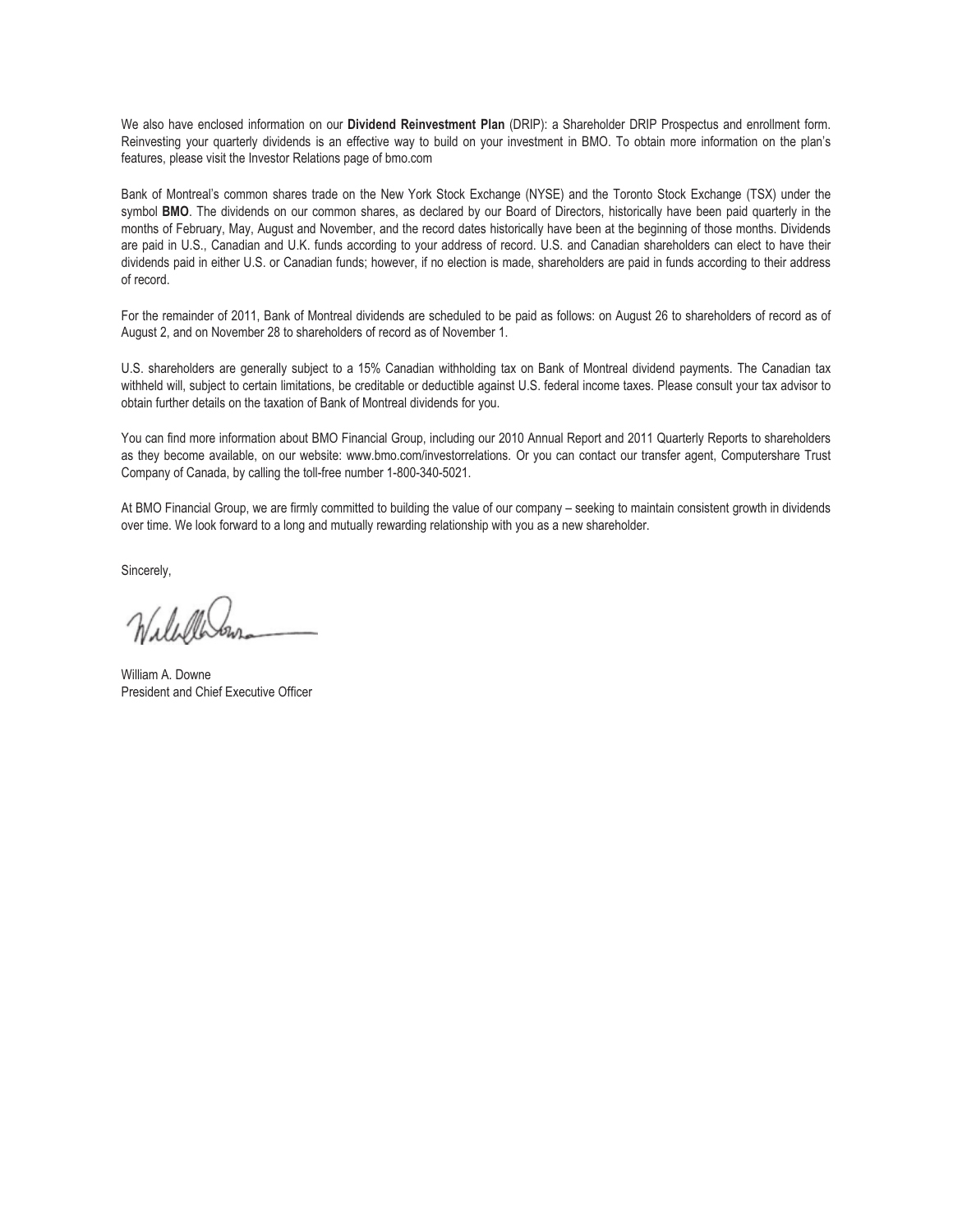We also have enclosed information on our **Dividend Reinvestment Plan** (DRIP): a Shareholder DRIP Prospectus and enrollment form. Reinvesting your quarterly dividends is an effective way to build on your investment in BMO. To obtain more information on the plan's features, please visit the Investor Relations page of bmo.com

Bank of Montreal's common shares trade on the New York Stock Exchange (NYSE) and the Toronto Stock Exchange (TSX) under the symbol **BMO**. The dividends on our common shares, as declared by our Board of Directors, historically have been paid quarterly in the months of February, May, August and November, and the record dates historically have been at the beginning of those months. Dividends are paid in U.S., Canadian and U.K. funds according to your address of record. U.S. and Canadian shareholders can elect to have their dividends paid in either U.S. or Canadian funds; however, if no election is made, shareholders are paid in funds according to their address of record.

For the remainder of 2011, Bank of Montreal dividends are scheduled to be paid as follows: on August 26 to shareholders of record as of August 2, and on November 28 to shareholders of record as of November 1.

U.S. shareholders are generally subject to a 15% Canadian withholding tax on Bank of Montreal dividend payments. The Canadian tax withheld will, subject to certain limitations, be creditable or deductible against U.S. federal income taxes. Please consult your tax advisor to obtain further details on the taxation of Bank of Montreal dividends for you.

You can find more information about BMO Financial Group, including our 2010 Annual Report and 2011 Quarterly Reports to shareholders as they become available, on our website: www.bmo.com/investorrelations. Or you can contact our transfer agent, Computershare Trust Company of Canada, by calling the toll-free number 1-800-340-5021.

At BMO Financial Group, we are firmly committed to building the value of our company – seeking to maintain consistent growth in dividends over time. We look forward to a long and mutually rewarding relationship with you as a new shareholder.

Sincerely,

William A. Downe
President and Chief Executive Officer